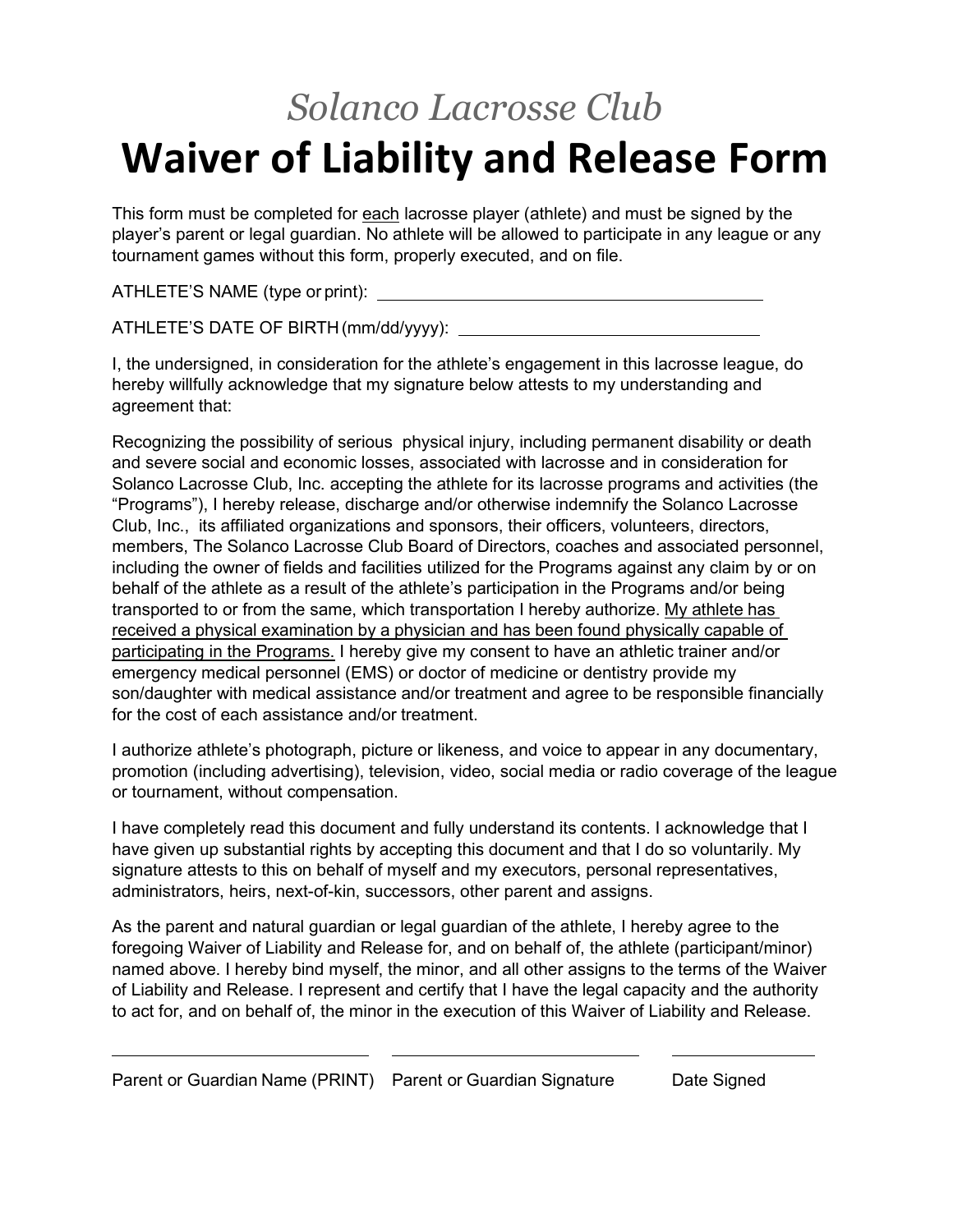*Solanco Lacrosse Club*

# Waiver of Liability and Release Form

This form must be completed for <u>each</u> lacrosse player (athlete) and must be signed by the player's parent or legal guardian. No athlete will be allowed to participate in any league or any tournament games without this form, properly executed, and on file.

ATHLETE'S NAME (type or print): ________________________________________

ATHLETE'S DATE OF BIRTH (mm/dd/yyyy): ______________________________

I, the undersigned, in consideration for the athlete's engagement in this lacrosse league, do hereby willfully acknowledge that my signature below attests to my understanding and agreement that:

Recognizing the possibility of serious physical injury, including permanent disability or death and severe social and economic losses, associated with lacrosse and in consideration for Solanco Lacrosse Club, Inc. accepting the athlete for its lacrosse programs and activities (the "Programs"), I hereby release, discharge and/or otherwise indemnify the Solanco Lacrosse Club, Inc., its affiliated organizations and sponsors, their officers, volunteers, directors, members, The Solanco Lacrosse Club Board of Directors, coaches and associated personnel, including the owner of fields and facilities utilized for the Programs against any claim by or on behalf of the athlete as a result of the athlete's participation in the Programs and/or being transported to or from the same, which transportation I hereby authorize. <u>My athlete has received a physical examination by a physician and has been found physically capable of participating in the Programs.</u> I hereby give my consent to have an athletic trainer and/or emergency medical personnel (EMS) or doctor of medicine or dentistry provide my son/daughter with medical assistance and/or treatment and agree to be responsible financially for the cost of each assistance and/or treatment.

I authorize athlete's photograph, picture or likeness, and voice to appear in any documentary, promotion (including advertising), television, video, social media or radio coverage of the league or tournament, without compensation.

I have completely read this document and fully understand its contents. I acknowledge that I have given up substantial rights by accepting this document and that I do so voluntarily. My signature attests to this on behalf of myself and my executors, personal representatives, administrators, heirs, next-of-kin, successors, other parent and assigns.

As the parent and natural guardian or legal guardian of the athlete, I hereby agree to the foregoing Waiver of Liability and Release for, and on behalf of, the athlete (participant/minor) named above. I hereby bind myself, the minor, and all other assigns to the terms of the Waiver of Liability and Release. I represent and certify that I have the legal capacity and the authority to act for, and on behalf of, the minor in the execution of this Waiver of Liability and Release.

| ____________________________ | ____________________________ | ______________ |
|---|---|---|
| Parent or Guardian Name (PRINT) | Parent or Guardian Signature | Date Signed |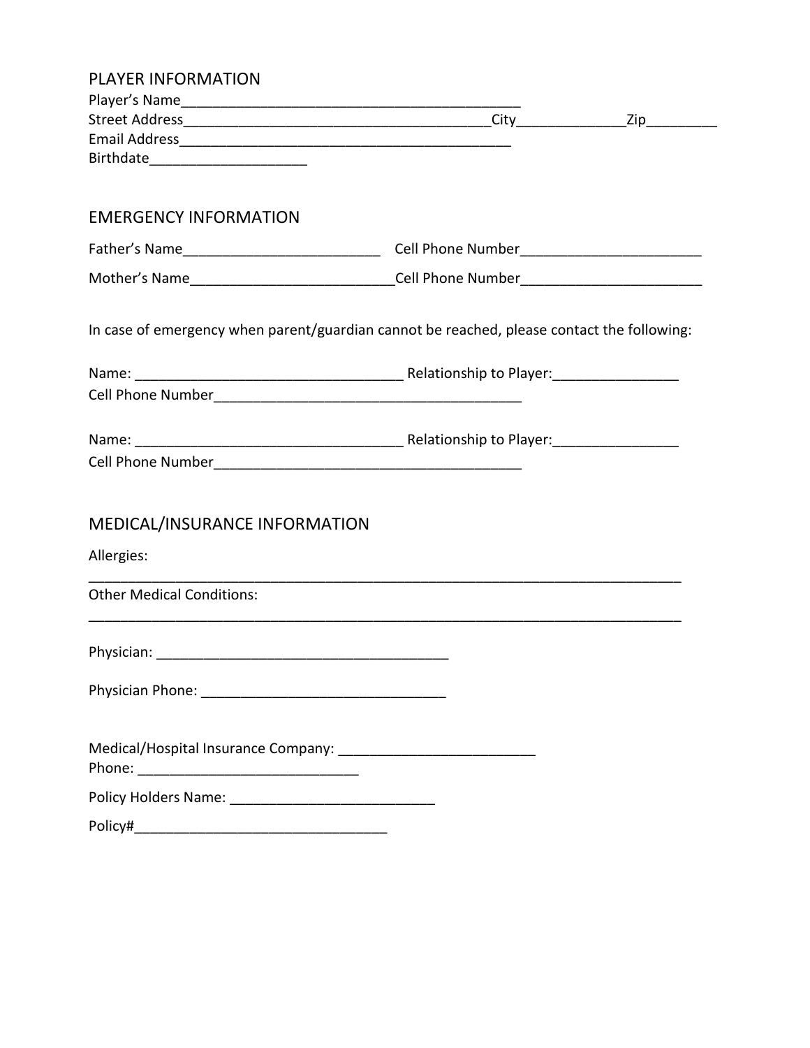## PLAYER INFORMATION

Player's Name_______________________________________________
Street Address__________________________________________City______________Zip_________
Email Address_____________________________________________
Birthdate____________________

## EMERGENCY INFORMATION

Father's Name_________________________ Cell Phone Number_______________________

Mother's Name__________________________Cell Phone Number_______________________

In case of emergency when parent/guardian cannot be reached, please contact the following:

Name: __________________________________ Relationship to Player:________________
Cell Phone Number________________________________________

Name: __________________________________ Relationship to Player:________________
Cell Phone Number________________________________________

## MEDICAL/INSURANCE INFORMATION

Allergies:
_____________________________________________________________________________

Other Medical Conditions:
_____________________________________________________________________________

Physician: ______________________________________

Physician Phone: _______________________________

Medical/Hospital Insurance Company: _________________________
Phone: ____________________________

Policy Holders Name: __________________________

Policy#_________________________________